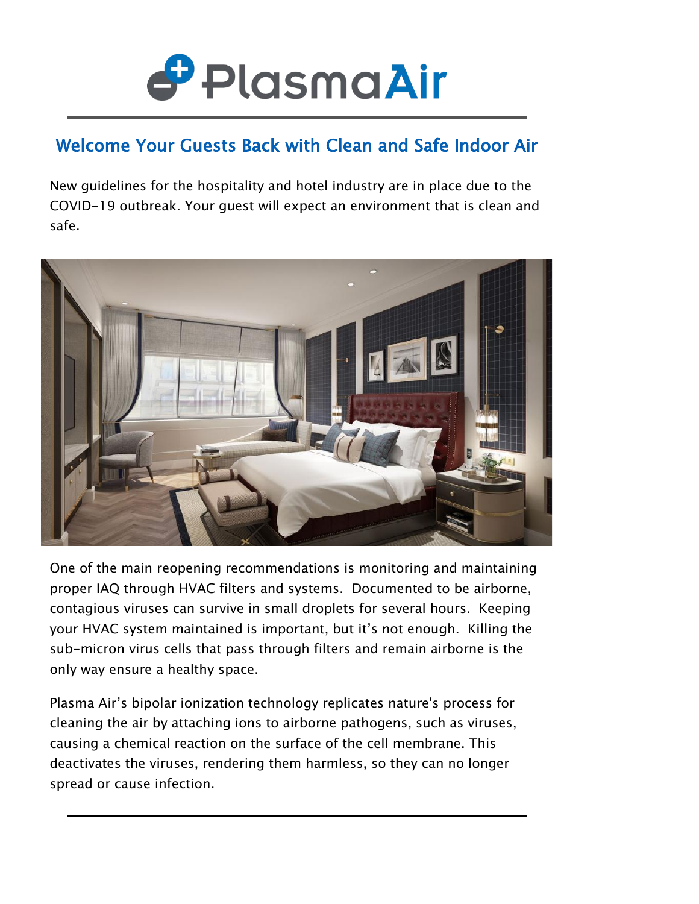# PlasmaAir

## Welcome Your Guests Back with Clean and Safe Indoor Air

New guidelines for the hospitality and hotel industry are in place due to the COVID-19 outbreak. Your guest will expect an environment that is clean and safe.

One of the main reopening recommendations is monitoring and maintaining proper IAQ through HVAC filters and systems. Documented to be airborne, contagious viruses can survive in small droplets for several hours. Keeping your HVAC system maintained is important, but it's not enough. Killing the sub-micron virus cells that pass through filters and remain airborne is the only way ensure a healthy space.

Plasma Air's bipolar ionization technology replicates nature's process for cleaning the air by attaching ions to airborne pathogens, such as viruses, causing a chemical reaction on the surface of the cell membrane. This deactivates the viruses, rendering them harmless, so they can no longer spread or cause infection.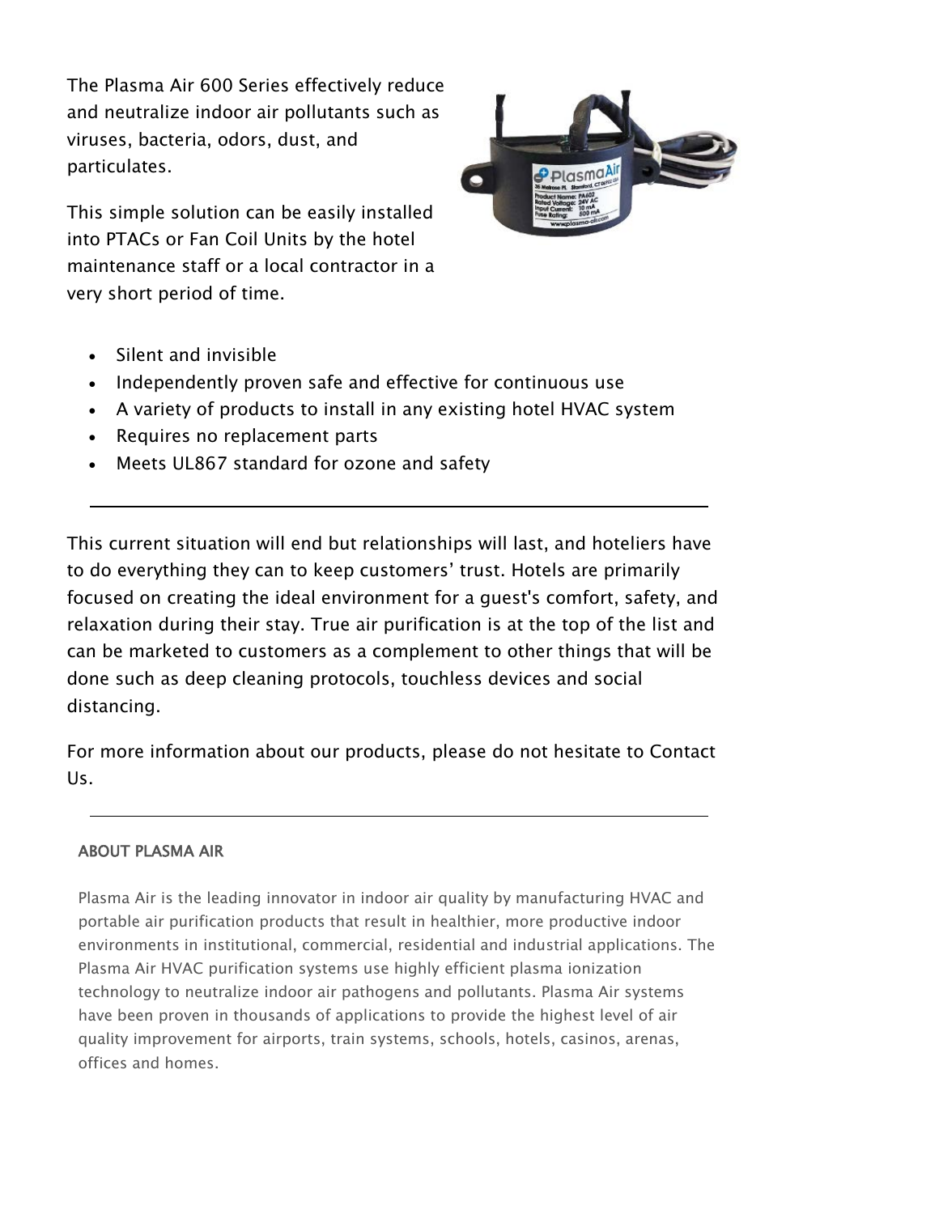The Plasma Air 600 Series effectively reduce and neutralize indoor air pollutants such as viruses, bacteria, odors, dust, and particulates.

This simple solution can be easily installed into PTACs or Fan Coil Units by the hotel maintenance staff or a local contractor in a very short period of time.

- Silent and invisible
- Independently proven safe and effective for continuous use
- A variety of products to install in any existing hotel HVAC system
- Requires no replacement parts
- Meets UL867 standard for ozone and safety

---

This current situation will end but relationships will last, and hoteliers have to do everything they can to keep customers' trust. Hotels are primarily focused on creating the ideal environment for a guest's comfort, safety, and relaxation during their stay. True air purification is at the top of the list and can be marketed to customers as a complement to other things that will be done such as deep cleaning protocols, touchless devices and social distancing.

For more information about our products, please do not hesitate to Contact Us.

---

### ABOUT PLASMA AIR

Plasma Air is the leading innovator in indoor air quality by manufacturing HVAC and portable air purification products that result in healthier, more productive indoor environments in institutional, commercial, residential and industrial applications. The Plasma Air HVAC purification systems use highly efficient plasma ionization technology to neutralize indoor air pathogens and pollutants. Plasma Air systems have been proven in thousands of applications to provide the highest level of air quality improvement for airports, train systems, schools, hotels, casinos, arenas, offices and homes.